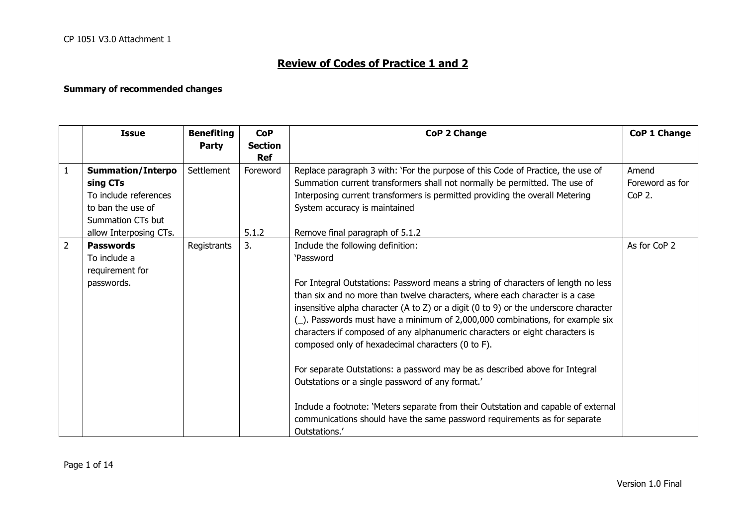CP 1051 V3.0 Attachment 1

# Review of Codes of Practice 1 and 2

**Summary of recommended changes**

| | Issue | Benefiting Party | CoP Section Ref | CoP 2 Change | CoP 1 Change |
|---|---|---|---|---|---|
| 1 | **Summation/Interposing CTs** To include references to ban the use of Summation CTs but allow Interposing CTs. | Settlement | Foreword<br><br>5.1.2 | Replace paragraph 3 with: 'For the purpose of this Code of Practice, the use of Summation current transformers shall not normally be permitted. The use of Interposing current transformers is permitted providing the overall Metering System accuracy is maintained<br><br>Remove final paragraph of 5.1.2 | Amend Foreword as for CoP 2. |
| 2 | **Passwords** To include a requirement for passwords. | Registrants | 3. | Include the following definition:<br>'Password<br><br>For Integral Outstations: Password means a string of characters of length no less than six and no more than twelve characters, where each character is a case insensitive alpha character (A to Z) or a digit (0 to 9) or the underscore character (_). Passwords must have a minimum of 2,000,000 combinations, for example six characters if composed of any alphanumeric characters or eight characters is composed only of hexadecimal characters (0 to F).<br><br>For separate Outstations: a password may be as described above for Integral Outstations or a single password of any format.'<br><br>Include a footnote: 'Meters separate from their Outstation and capable of external communications should have the same password requirements as for separate Outstations.' | As for CoP 2 |

Version 1.0 Final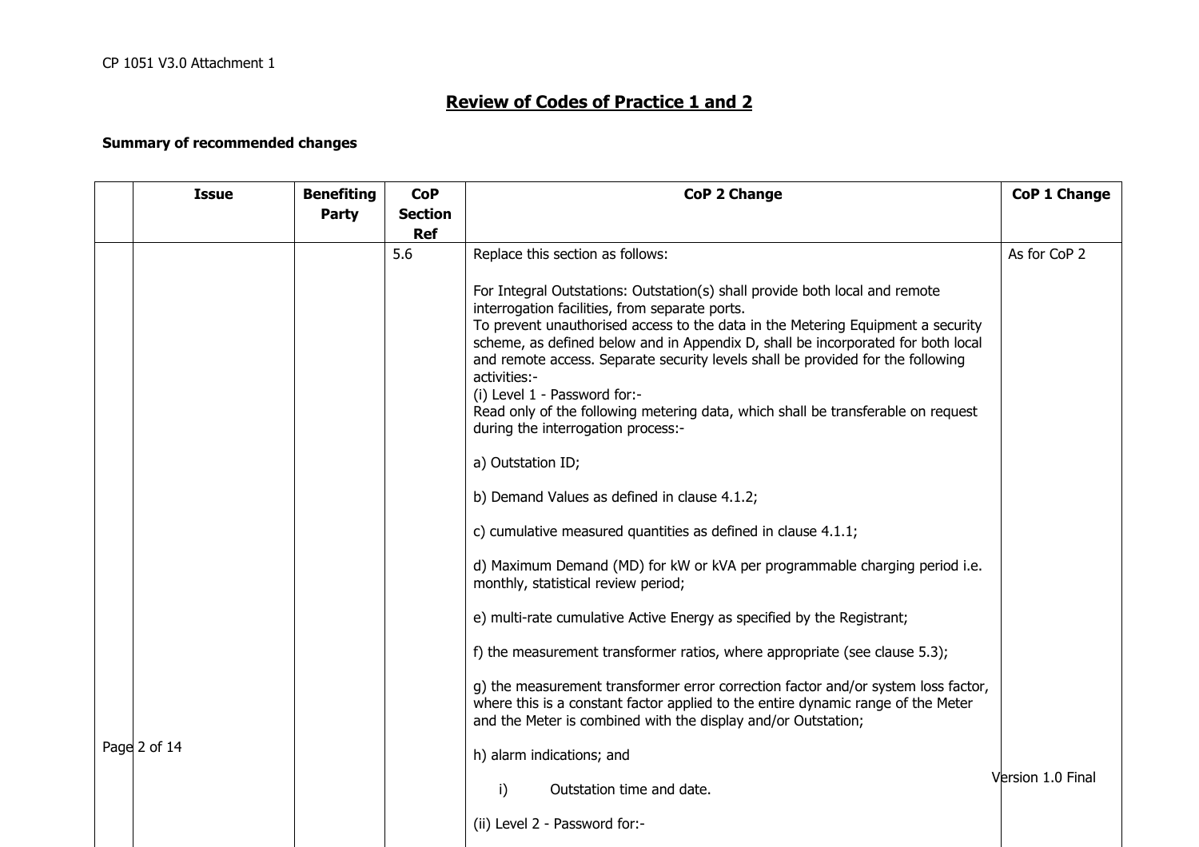CP 1051 V3.0 Attachment 1

# Review of Codes of Practice 1 and 2

**Summary of recommended changes**

| | Issue | Benefiting Party | CoP Section Ref | CoP 2 Change | CoP 1 Change |
|---|---|---|---|---|---|
| | | | 5.6 | Replace this section as follows:<br><br>For Integral Outstations: Outstation(s) shall provide both local and remote interrogation facilities, from separate ports.<br>To prevent unauthorised access to the data in the Metering Equipment a security scheme, as defined below and in Appendix D, shall be incorporated for both local and remote access. Separate security levels shall be provided for the following activities:-<br>(i) Level 1 - Password for:-<br>Read only of the following metering data, which shall be transferable on request during the interrogation process:-<br><br>a) Outstation ID;<br><br>b) Demand Values as defined in clause 4.1.2;<br><br>c) cumulative measured quantities as defined in clause 4.1.1;<br><br>d) Maximum Demand (MD) for kW or kVA per programmable charging period i.e. monthly, statistical review period;<br><br>e) multi-rate cumulative Active Energy as specified by the Registrant;<br><br>f) the measurement transformer ratios, where appropriate (see clause 5.3);<br><br>g) the measurement transformer error correction factor and/or system loss factor, where this is a constant factor applied to the entire dynamic range of the Meter and the Meter is combined with the display and/or Outstation;<br><br>h) alarm indications; and<br><br>i) Outstation time and date.<br><br>(ii) Level 2 - Password for:- | As for CoP 2 |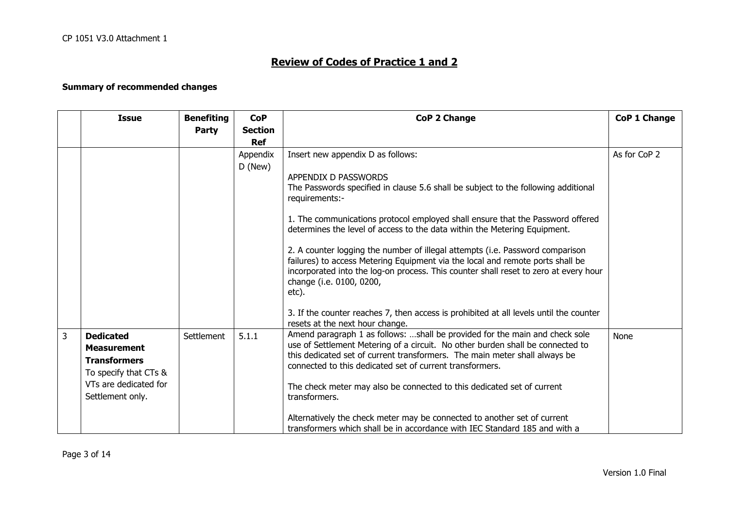## Review of Codes of Practice 1 and 2

**Summary of recommended changes**

| | Issue | Benefiting Party | CoP Section Ref | CoP 2 Change | CoP 1 Change |
|---|---|---|---|---|---|
| | | | Appendix D (New) | Insert new appendix D as follows:<br><br>APPENDIX D PASSWORDS<br>The Passwords specified in clause 5.6 shall be subject to the following additional requirements:-<br><br>1. The communications protocol employed shall ensure that the Password offered determines the level of access to the data within the Metering Equipment.<br><br>2. A counter logging the number of illegal attempts (i.e. Password comparison failures) to access Metering Equipment via the local and remote ports shall be incorporated into the log-on process. This counter shall reset to zero at every hour change (i.e. 0100, 0200, etc).<br><br>3. If the counter reaches 7, then access is prohibited at all levels until the counter resets at the next hour change. | As for CoP 2 |
| 3 | **Dedicated Measurement Transformers**<br>To specify that CTs & VTs are dedicated for Settlement only. | Settlement | 5.1.1 | Amend paragraph 1 as follows: …shall be provided for the main and check sole use of Settlement Metering of a circuit. No other burden shall be connected to this dedicated set of current transformers. The main meter shall always be connected to this dedicated set of current transformers.<br><br>The check meter may also be connected to this dedicated set of current transformers.<br><br>Alternatively the check meter may be connected to another set of current transformers which shall be in accordance with IEC Standard 185 and with a | None |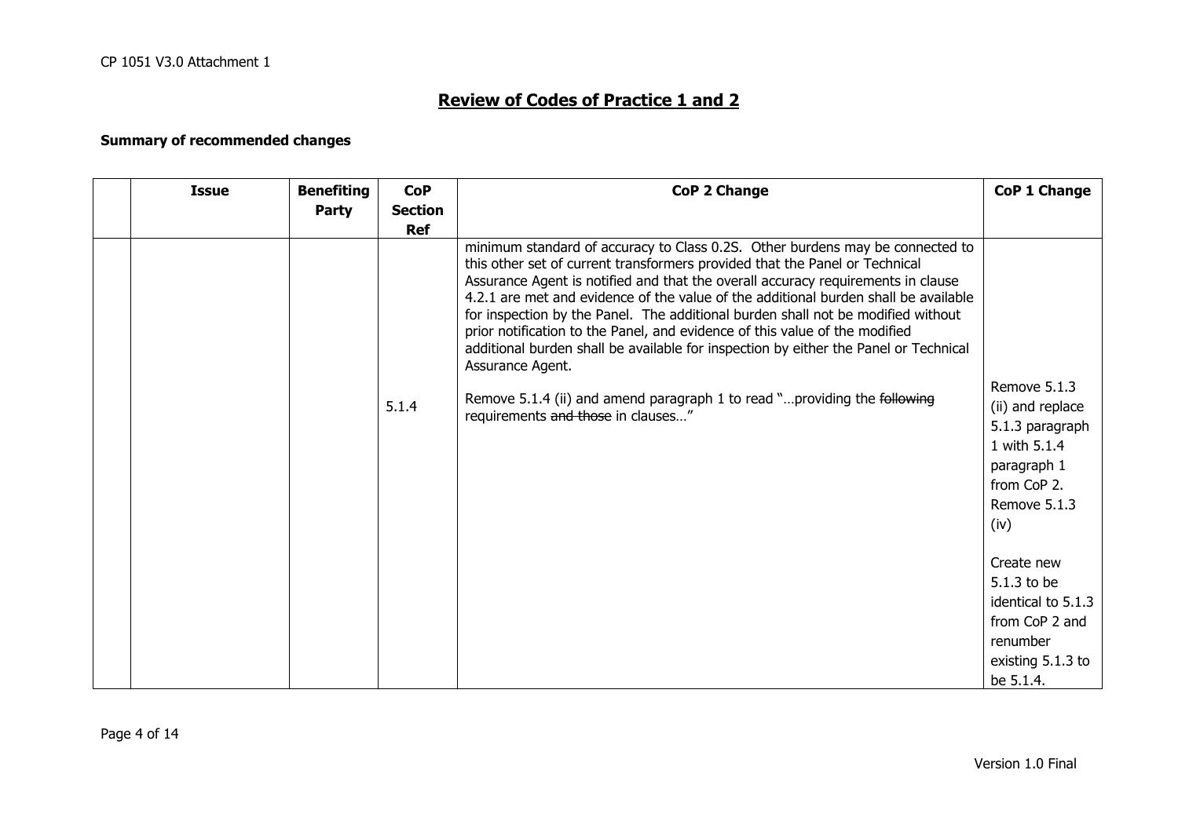# Review of Codes of Practice 1 and 2

**Summary of recommended changes**

| | Issue | Benefiting Party | CoP Section Ref | CoP 2 Change | CoP 1 Change |
|---|---|---|---|---|---|
| | | | | minimum standard of accuracy to Class 0.2S. Other burdens may be connected to this other set of current transformers provided that the Panel or Technical Assurance Agent is notified and that the overall accuracy requirements in clause 4.2.1 are met and evidence of the value of the additional burden shall be available for inspection by the Panel. The additional burden shall not be modified without prior notification to the Panel, and evidence of this value of the modified additional burden shall be available for inspection by either the Panel or Technical Assurance Agent. | |
| | | | 5.1.4 | Remove 5.1.4 (ii) and amend paragraph 1 to read "…providing the ~~following~~ requirements ~~and those~~ in clauses…" | Remove 5.1.3 (ii) and replace 5.1.3 paragraph 1 with 5.1.4 paragraph 1 from CoP 2. Remove 5.1.3 (iv)<br><br>Create new 5.1.3 to be identical to 5.1.3 from CoP 2 and renumber existing 5.1.3 to be 5.1.4. |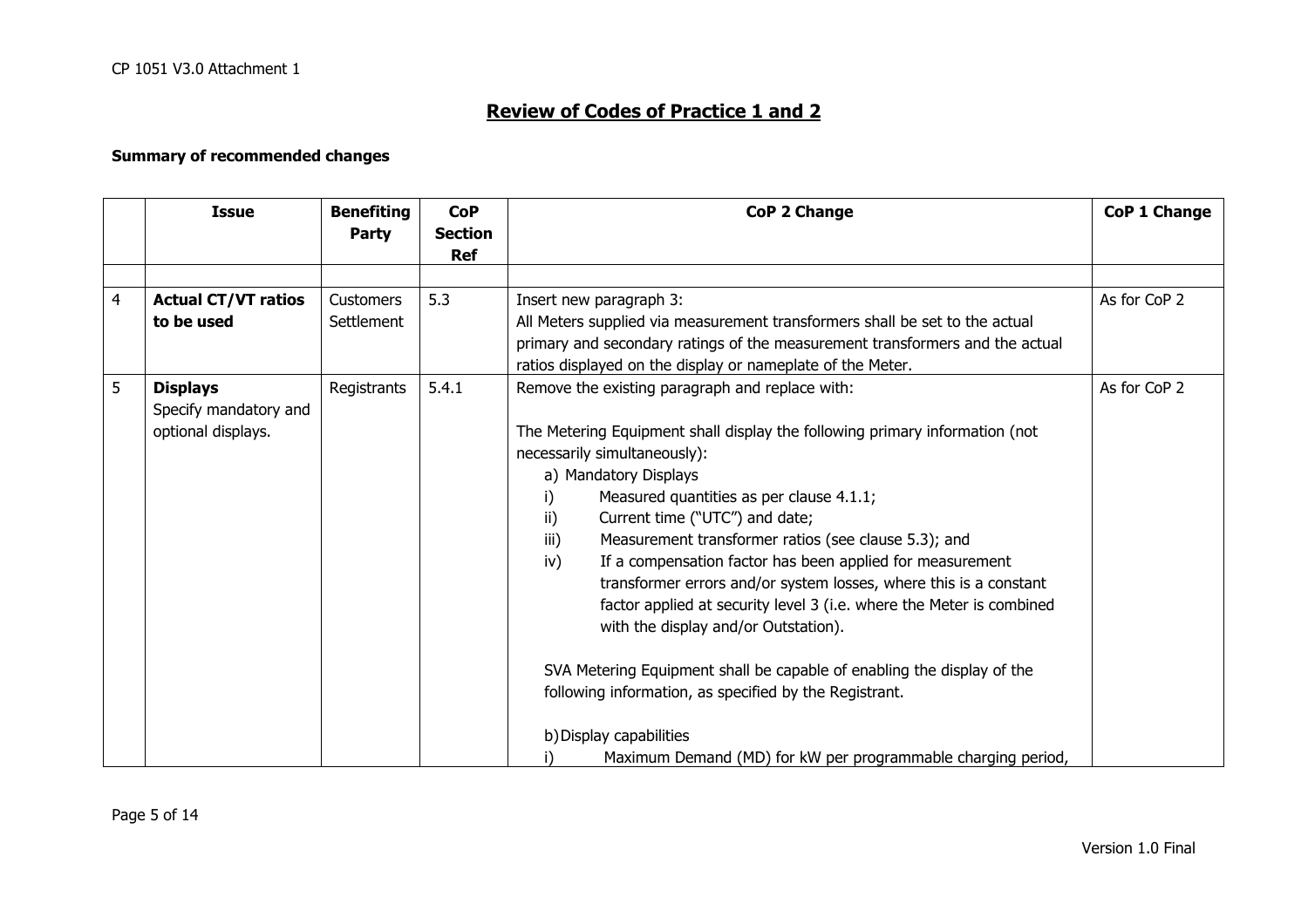## Review of Codes of Practice 1 and 2

**Summary of recommended changes**

| | Issue | Benefiting Party | CoP Section Ref | CoP 2 Change | CoP 1 Change |
|---|---|---|---|---|---|
| | | | | | |
| 4 | **Actual CT/VT ratios to be used** | Customers Settlement | 5.3 | Insert new paragraph 3:<br>All Meters supplied via measurement transformers shall be set to the actual primary and secondary ratings of the measurement transformers and the actual ratios displayed on the display or nameplate of the Meter. | As for CoP 2 |
| 5 | **Displays**<br>Specify mandatory and optional displays. | Registrants | 5.4.1 | Remove the existing paragraph and replace with:<br><br>The Metering Equipment shall display the following primary information (not necessarily simultaneously):<br>a) Mandatory Displays<br>i) Measured quantities as per clause 4.1.1;<br>ii) Current time ("UTC") and date;<br>iii) Measurement transformer ratios (see clause 5.3); and<br>iv) If a compensation factor has been applied for measurement transformer errors and/or system losses, where this is a constant factor applied at security level 3 (i.e. where the Meter is combined with the display and/or Outstation).<br><br>SVA Metering Equipment shall be capable of enabling the display of the following information, as specified by the Registrant.<br><br>b) Display capabilities<br>i) Maximum Demand (MD) for kW per programmable charging period, | As for CoP 2 |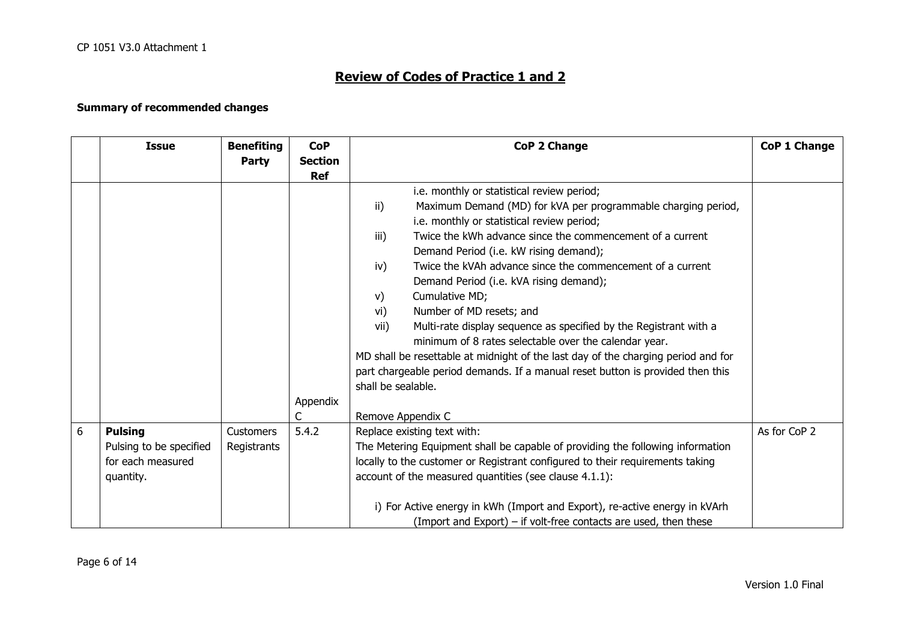# Review of Codes of Practice 1 and 2

**Summary of recommended changes**

| | Issue | Benefiting Party | CoP Section Ref | CoP 2 Change | CoP 1 Change |
|---|---|---|---|---|---|
| | | | Appendix C | i.e. monthly or statistical review period;<br>ii) Maximum Demand (MD) for kVA per programmable charging period, i.e. monthly or statistical review period;<br>iii) Twice the kWh advance since the commencement of a current Demand Period (i.e. kW rising demand);<br>iv) Twice the kVAh advance since the commencement of a current Demand Period (i.e. kVA rising demand);<br>v) Cumulative MD;<br>vi) Number of MD resets; and<br>vii) Multi-rate display sequence as specified by the Registrant with a minimum of 8 rates selectable over the calendar year.<br>MD shall be resettable at midnight of the last day of the charging period and for part chargeable period demands. If a manual reset button is provided then this shall be sealable.<br><br>Remove Appendix C | |
| 6 | **Pulsing**<br>Pulsing to be specified for each measured quantity. | Customers Registrants | 5.4.2 | Replace existing text with:<br>The Metering Equipment shall be capable of providing the following information locally to the customer or Registrant configured to their requirements taking account of the measured quantities (see clause 4.1.1):<br><br>i) For Active energy in kWh (Import and Export), re-active energy in kVArh (Import and Export) – if volt-free contacts are used, then these | As for CoP 2 |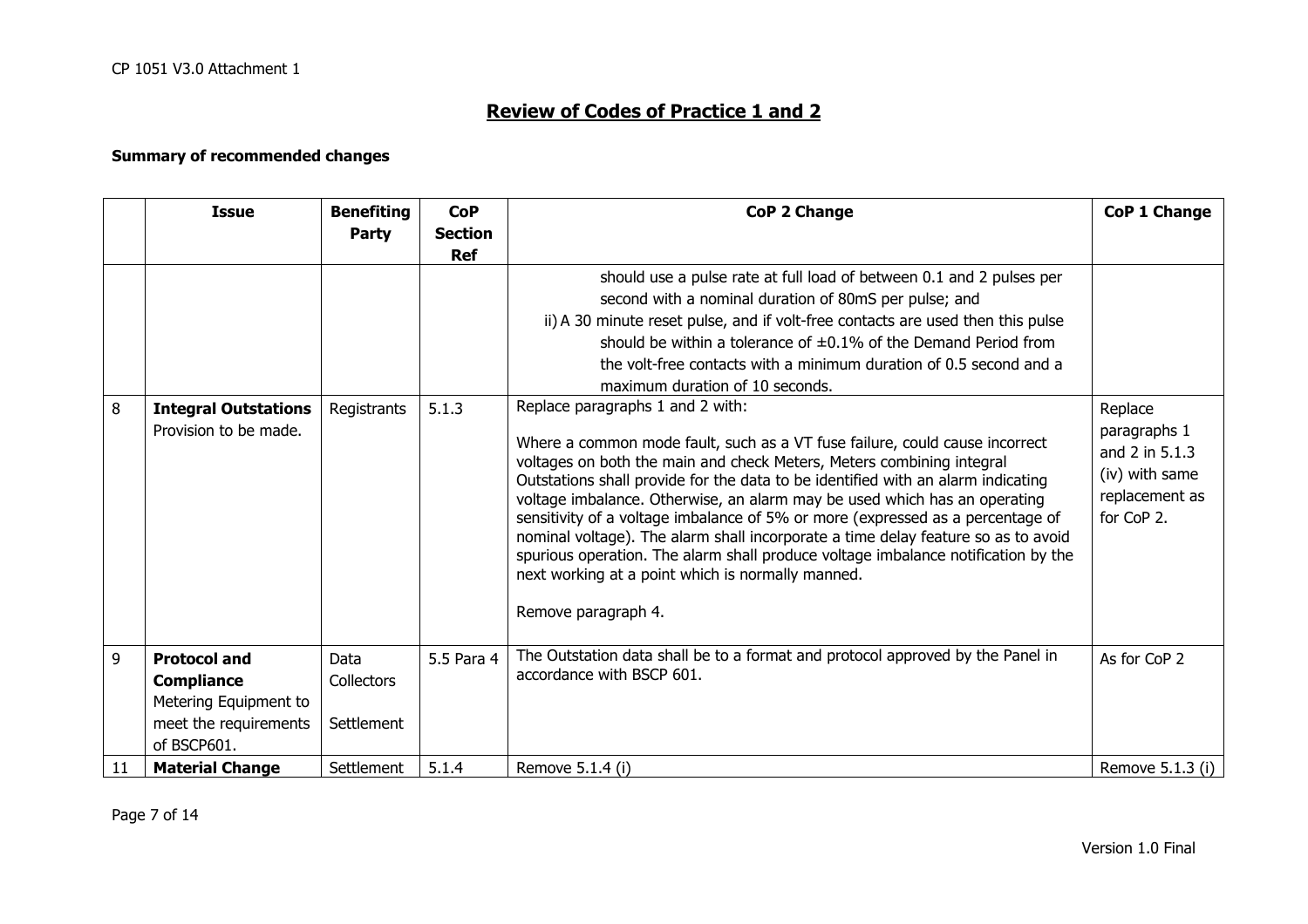# Review of Codes of Practice 1 and 2

**Summary of recommended changes**

| | Issue | Benefiting Party | CoP Section Ref | CoP 2 Change | CoP 1 Change |
|---|---|---|---|---|---|
| | | | | should use a pulse rate at full load of between 0.1 and 2 pulses per second with a nominal duration of 80mS per pulse; and<br>ii) A 30 minute reset pulse, and if volt-free contacts are used then this pulse should be within a tolerance of ±0.1% of the Demand Period from the volt-free contacts with a minimum duration of 0.5 second and a maximum duration of 10 seconds. | |
| 8 | **Integral Outstations**<br>Provision to be made. | Registrants | 5.1.3 | Replace paragraphs 1 and 2 with:<br><br>Where a common mode fault, such as a VT fuse failure, could cause incorrect voltages on both the main and check Meters, Meters combining integral Outstations shall provide for the data to be identified with an alarm indicating voltage imbalance. Otherwise, an alarm may be used which has an operating sensitivity of a voltage imbalance of 5% or more (expressed as a percentage of nominal voltage). The alarm shall incorporate a time delay feature so as to avoid spurious operation. The alarm shall produce voltage imbalance notification by the next working at a point which is normally manned.<br><br>Remove paragraph 4. | Replace paragraphs 1 and 2 in 5.1.3 (iv) with same replacement as for CoP 2. |
| 9 | **Protocol and Compliance**<br>Metering Equipment to meet the requirements of BSCP601. | Data Collectors<br><br>Settlement | 5.5 Para 4 | The Outstation data shall be to a format and protocol approved by the Panel in accordance with BSCP 601. | As for CoP 2 |
| 11 | **Material Change** | Settlement | 5.1.4 | Remove 5.1.4 (i) | Remove 5.1.3 (i) |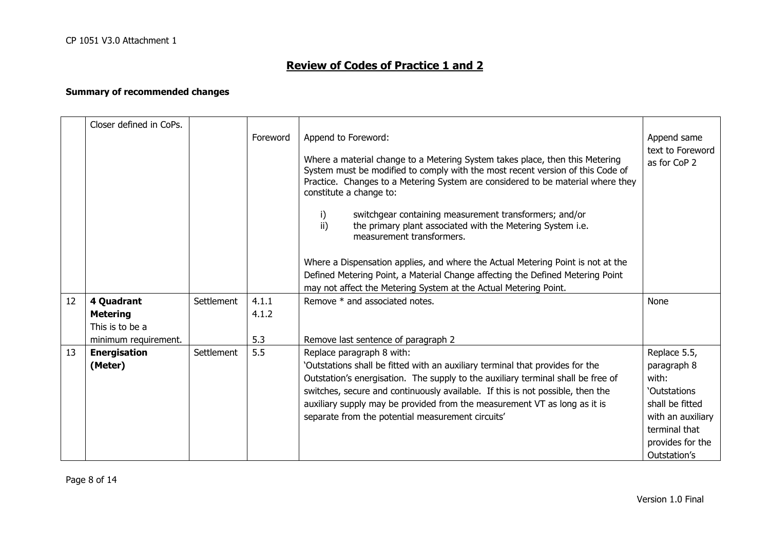# Review of Codes of Practice 1 and 2

**Summary of recommended changes**

| | | | | | |
|---|---|---|---|---|---|
| | Closer defined in CoPs. | | Foreword | Append to Foreword:<br><br>Where a material change to a Metering System takes place, then this Metering System must be modified to comply with the most recent version of this Code of Practice. Changes to a Metering System are considered to be material where they constitute a change to:<br><br>i) switchgear containing measurement transformers; and/or<br>ii) the primary plant associated with the Metering System i.e. measurement transformers.<br><br>Where a Dispensation applies, and where the Actual Metering Point is not at the Defined Metering Point, a Material Change affecting the Defined Metering Point may not affect the Metering System at the Actual Metering Point. | Append same text to Foreword as for CoP 2 |
| 12 | **4 Quadrant Metering**<br>This is to be a minimum requirement. | Settlement | 4.1.1<br>4.1.2<br><br>5.3 | Remove * and associated notes.<br><br><br>Remove last sentence of paragraph 2 | None |
| 13 | **Energisation (Meter)** | Settlement | 5.5 | Replace paragraph 8 with:<br>'Outstations shall be fitted with an auxiliary terminal that provides for the Outstation's energisation. The supply to the auxiliary terminal shall be free of switches, secure and continuously available. If this is not possible, then the auxiliary supply may be provided from the measurement VT as long as it is separate from the potential measurement circuits' | Replace 5.5, paragraph 8 with:<br>'Outstations shall be fitted with an auxiliary terminal that provides for the Outstation's |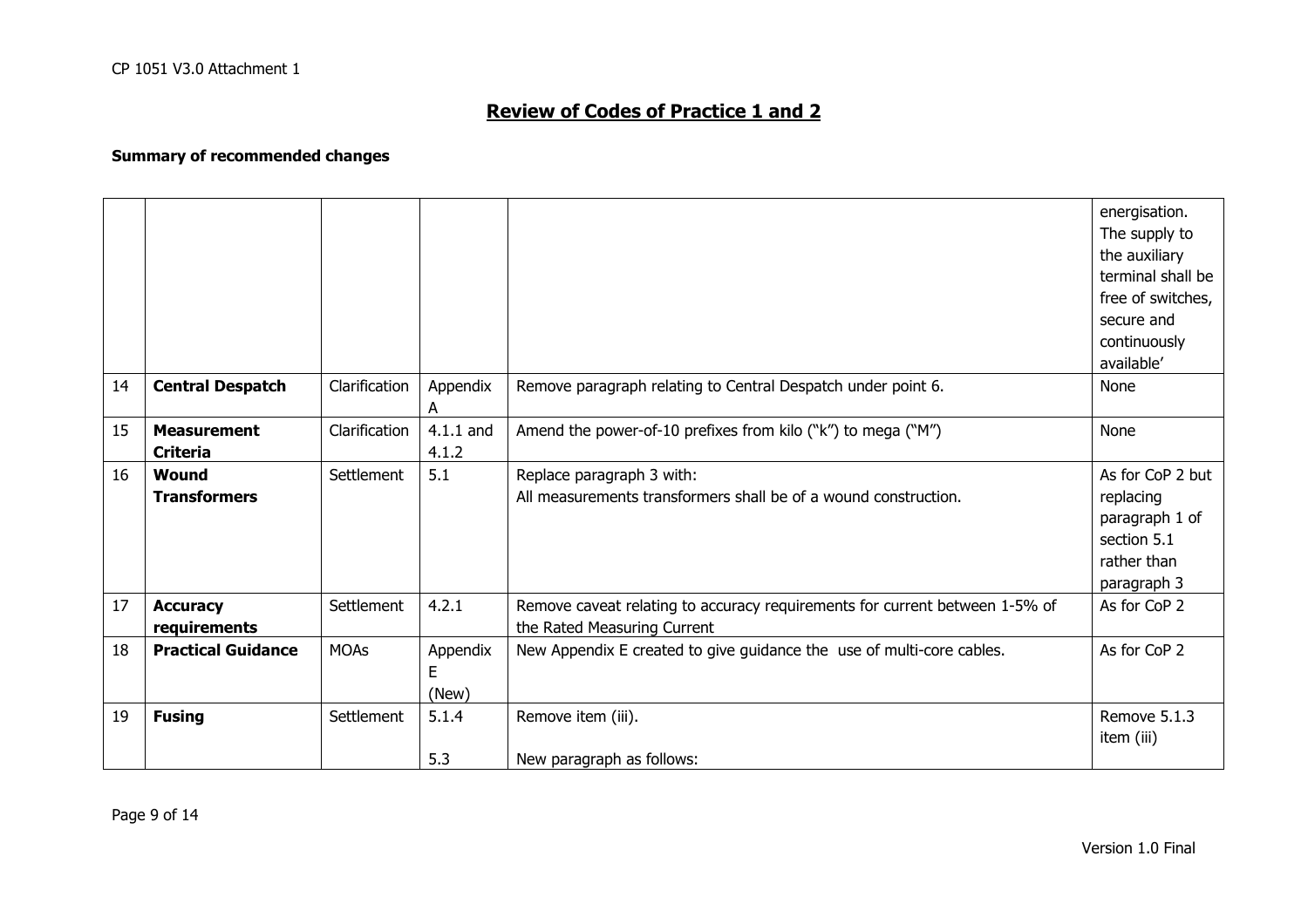# Review of Codes of Practice 1 and 2

**Summary of recommended changes**

| | | | | | |
|---|---|---|---|---|---|
| | | | | | energisation. The supply to the auxiliary terminal shall be free of switches, secure and continuously available' |
| 14 | **Central Despatch** | Clarification | Appendix A | Remove paragraph relating to Central Despatch under point 6. | None |
| 15 | **Measurement Criteria** | Clarification | 4.1.1 and 4.1.2 | Amend the power-of-10 prefixes from kilo ("k") to mega ("M") | None |
| 16 | **Wound Transformers** | Settlement | 5.1 | Replace paragraph 3 with:<br>All measurements transformers shall be of a wound construction. | As for CoP 2 but replacing paragraph 1 of section 5.1 rather than paragraph 3 |
| 17 | **Accuracy requirements** | Settlement | 4.2.1 | Remove caveat relating to accuracy requirements for current between 1-5% of the Rated Measuring Current | As for CoP 2 |
| 18 | **Practical Guidance** | MOAs | Appendix E (New) | New Appendix E created to give guidance the use of multi-core cables. | As for CoP 2 |
| 19 | **Fusing** | Settlement | 5.1.4<br><br>5.3 | Remove item (iii).<br><br>New paragraph as follows: | Remove 5.1.3 item (iii) |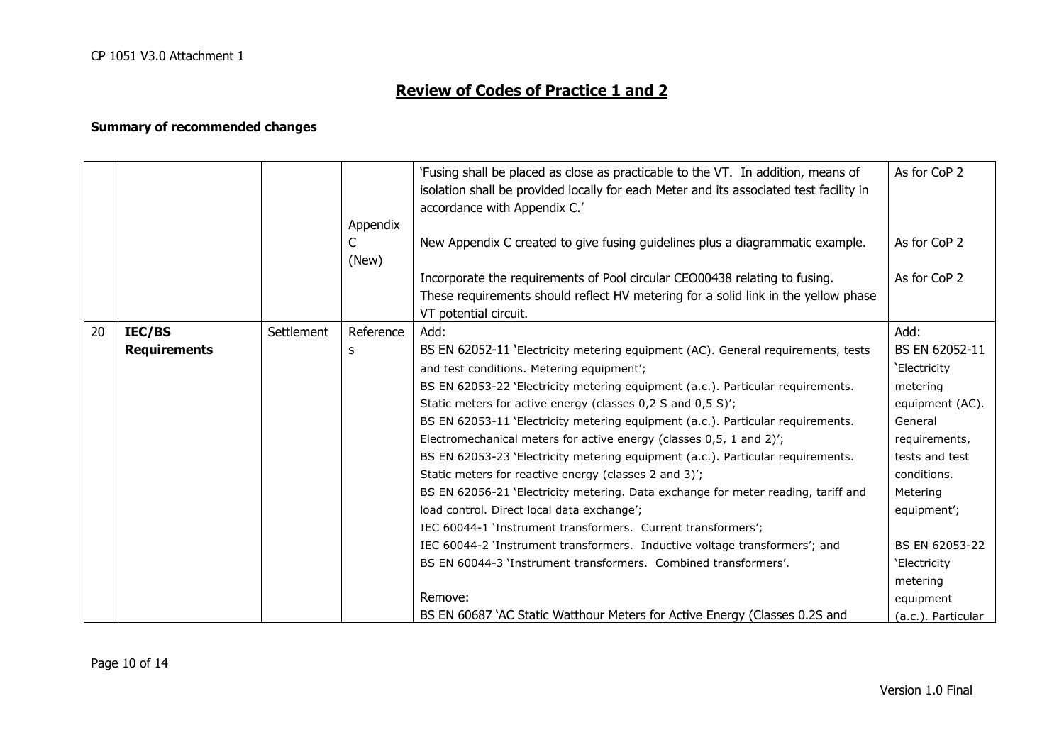# Review of Codes of Practice 1 and 2

**Summary of recommended changes**

| | | | | | |
|---|---|---|---|---|---|
| | | | | 'Fusing shall be placed as close as practicable to the VT. In addition, means of isolation shall be provided locally for each Meter and its associated test facility in accordance with Appendix C.' | As for CoP 2 |
| | | | Appendix C (New) | New Appendix C created to give fusing guidelines plus a diagrammatic example. | As for CoP 2 |
| | | | | Incorporate the requirements of Pool circular CEO00438 relating to fusing. These requirements should reflect HV metering for a solid link in the yellow phase VT potential circuit. | As for CoP 2 |
| 20 | **IEC/BS Requirements** | Settlement | References | Add:<br>BS EN 62052-11 'Electricity metering equipment (AC). General requirements, tests and test conditions. Metering equipment';<br>BS EN 62053-22 'Electricity metering equipment (a.c.). Particular requirements. Static meters for active energy (classes 0,2 S and 0,5 S)';<br>BS EN 62053-11 'Electricity metering equipment (a.c.). Particular requirements. Electromechanical meters for active energy (classes 0,5, 1 and 2)';<br>BS EN 62053-23 'Electricity metering equipment (a.c.). Particular requirements. Static meters for reactive energy (classes 2 and 3)';<br>BS EN 62056-21 'Electricity metering. Data exchange for meter reading, tariff and load control. Direct local data exchange';<br>IEC 60044-1 'Instrument transformers. Current transformers';<br>IEC 60044-2 'Instrument transformers. Inductive voltage transformers'; and<br>BS EN 60044-3 'Instrument transformers. Combined transformers'.<br><br>Remove:<br>BS EN 60687 'AC Static Watthour Meters for Active Energy (Classes 0.2S and | Add:<br>BS EN 62052-11 'Electricity metering equipment (AC). General requirements, tests and test conditions. Metering equipment';<br><br>BS EN 62053-22 'Electricity metering equipment (a.c.). Particular |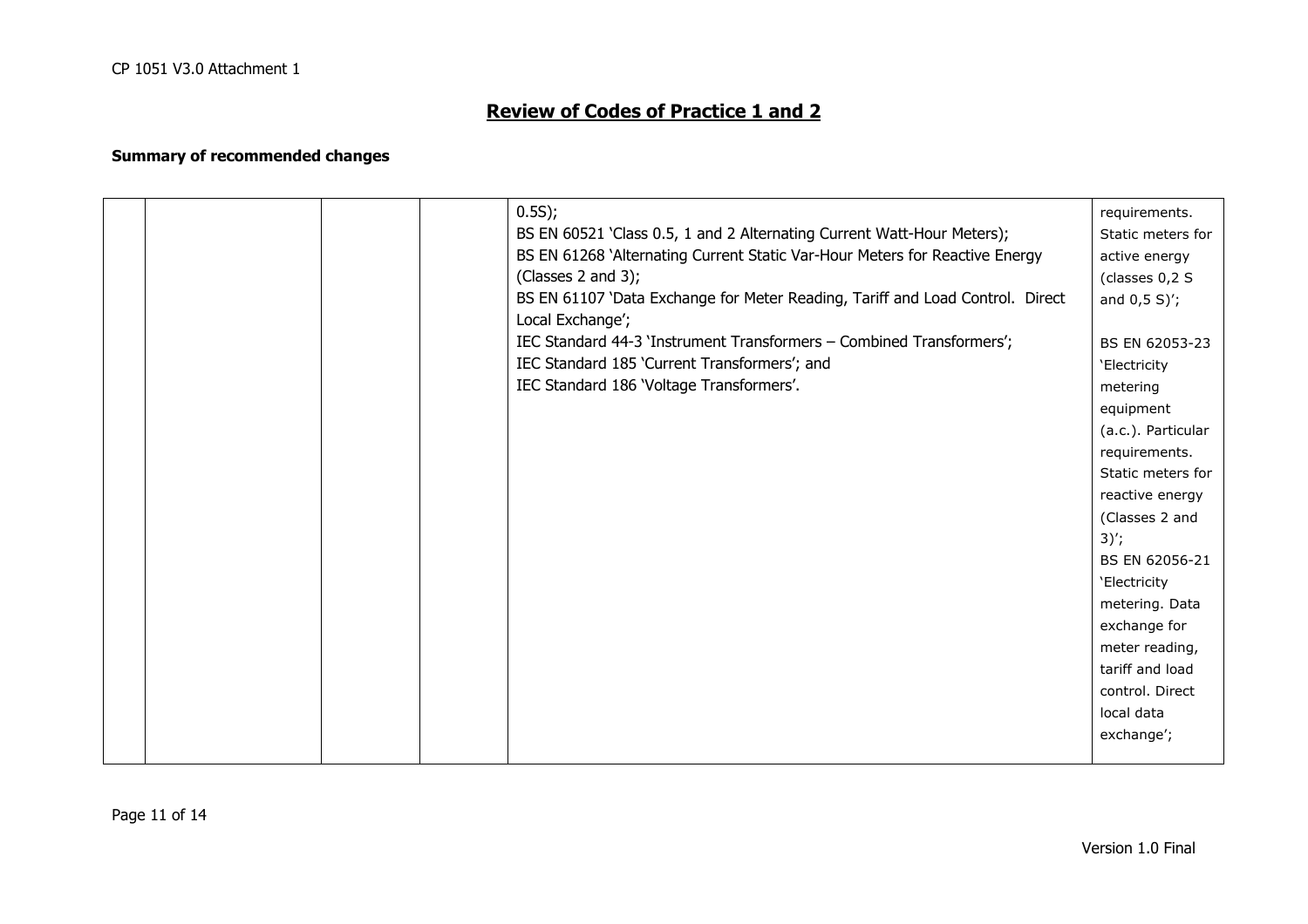CP 1051 V3.0 Attachment 1

# Review of Codes of Practice 1 and 2

**Summary of recommended changes**

| | | | | | |
|---|---|---|---|---|---|
| | | | | 0.5S);<br>BS EN 60521 'Class 0.5, 1 and 2 Alternating Current Watt-Hour Meters);<br>BS EN 61268 'Alternating Current Static Var-Hour Meters for Reactive Energy (Classes 2 and 3);<br>BS EN 61107 'Data Exchange for Meter Reading, Tariff and Load Control. Direct Local Exchange';<br>IEC Standard 44-3 'Instrument Transformers – Combined Transformers';<br>IEC Standard 185 'Current Transformers'; and<br>IEC Standard 186 'Voltage Transformers'. | requirements. Static meters for active energy (classes 0,2 S and 0,5 S)';<br><br>BS EN 62053-23 'Electricity metering equipment (a.c.). Particular requirements. Static meters for reactive energy (Classes 2 and 3)';<br>BS EN 62056-21 'Electricity metering. Data exchange for meter reading, tariff and load control. Direct local data exchange'; |

Version 1.0 Final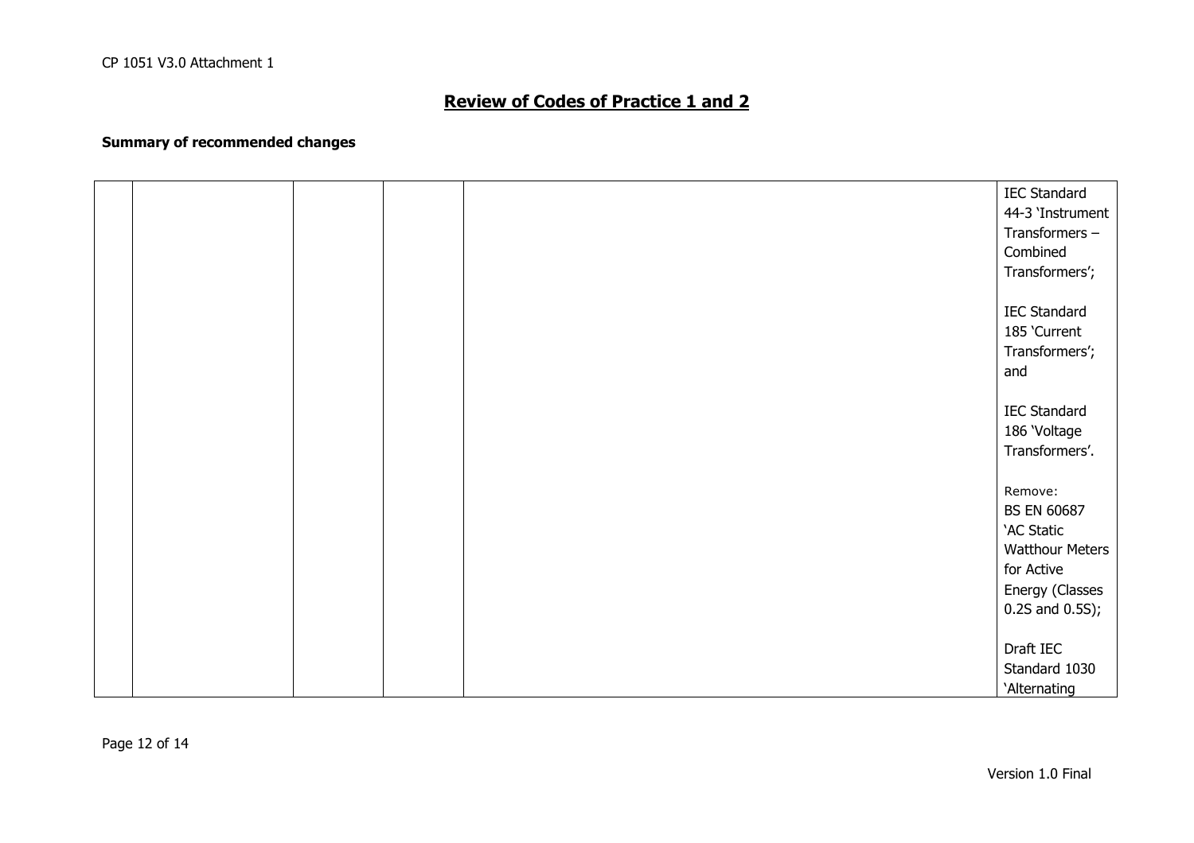CP 1051 V3.0 Attachment 1

# Review of Codes of Practice 1 and 2

**Summary of recommended changes**

| | | | | | |
|---|---|---|---|---|---|
| | | | | | IEC Standard 44-3 'Instrument Transformers – Combined Transformers';<br><br>IEC Standard 185 'Current Transformers'; and<br><br>IEC Standard 186 'Voltage Transformers'.<br><br>Remove:<br>BS EN 60687 'AC Static Watthour Meters for Active Energy (Classes 0.2S and 0.5S);<br><br>Draft IEC Standard 1030 'Alternating |

Version 1.0 Final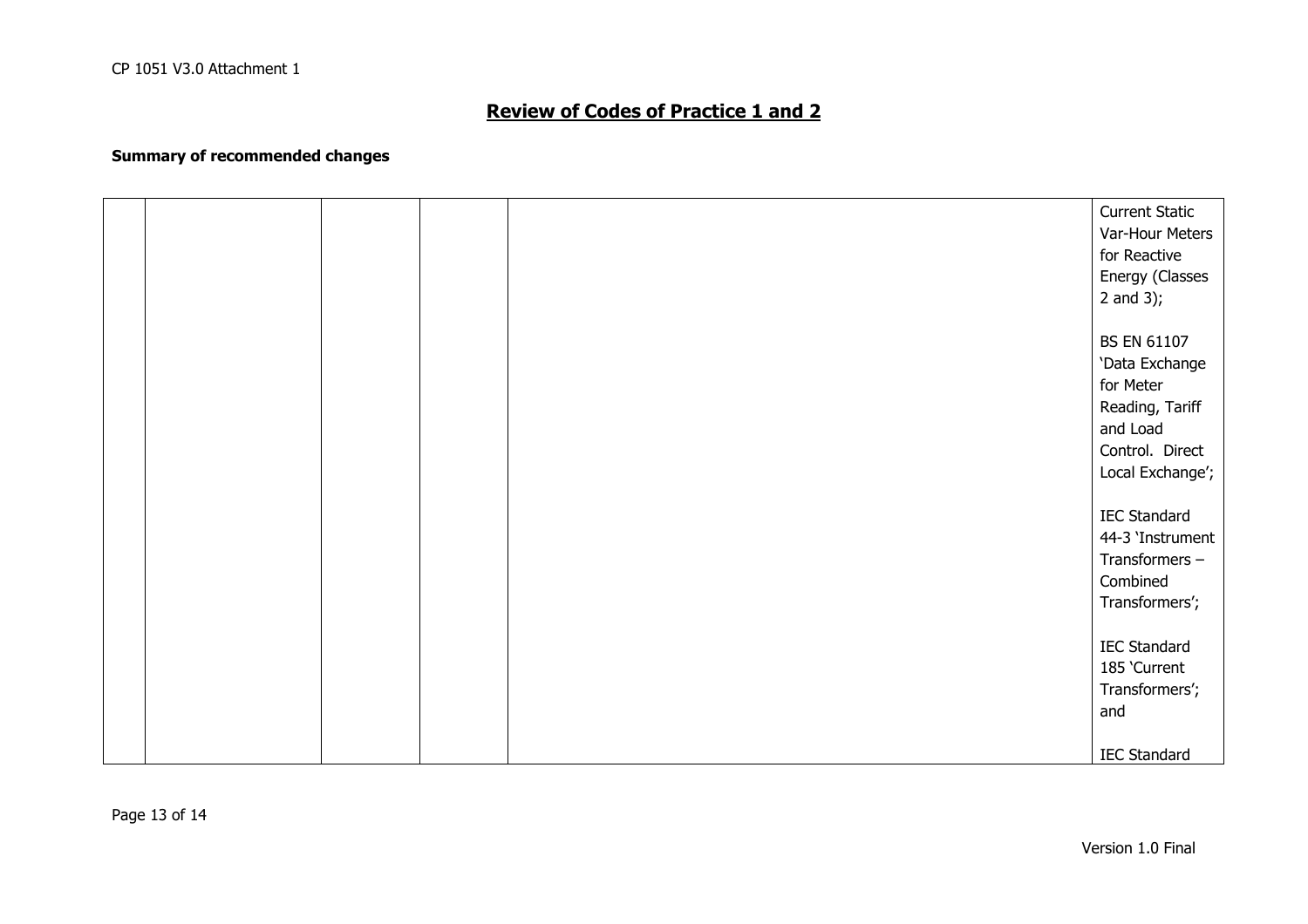CP 1051 V3.0 Attachment 1

# Review of Codes of Practice 1 and 2

**Summary of recommended changes**

| | | | | | |
|---|---|---|---|---|---|
| | | | | | Current Static Var-Hour Meters for Reactive Energy (Classes 2 and 3);<br><br>BS EN 61107 'Data Exchange for Meter Reading, Tariff and Load Control. Direct Local Exchange';<br><br>IEC Standard 44-3 'Instrument Transformers – Combined Transformers';<br><br>IEC Standard 185 'Current Transformers'; and<br><br>IEC Standard |

Version 1.0 Final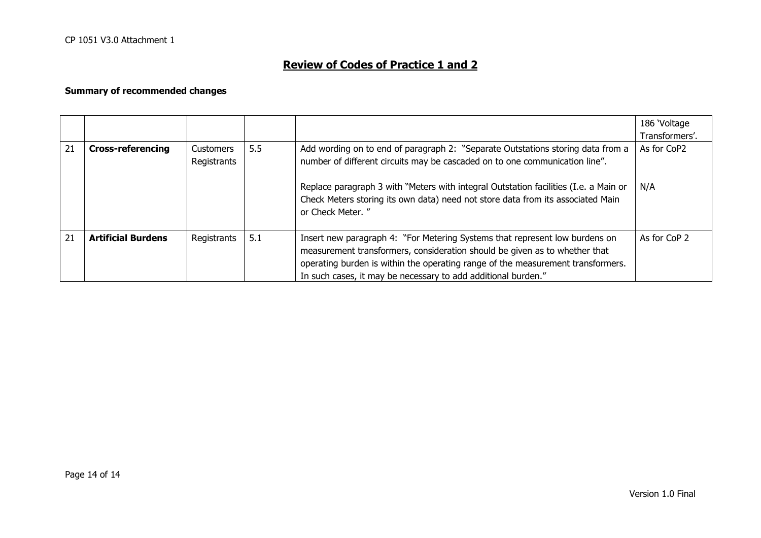# Review of Codes of Practice 1 and 2

**Summary of recommended changes**

| | | | | | |
|---|---|---|---|---|---|
| | | | | | 186 'Voltage Transformers'. |
| 21 | **Cross-referencing** | Customers Registrants | 5.5 | Add wording on to end of paragraph 2: "Separate Outstations storing data from a number of different circuits may be cascaded on to one communication line".<br><br>Replace paragraph 3 with "Meters with integral Outstation facilities (I.e. a Main or Check Meters storing its own data) need not store data from its associated Main or Check Meter. " | As for CoP2<br><br>N/A |
| 21 | **Artificial Burdens** | Registrants | 5.1 | Insert new paragraph 4: "For Metering Systems that represent low burdens on measurement transformers, consideration should be given as to whether that operating burden is within the operating range of the measurement transformers. In such cases, it may be necessary to add additional burden." | As for CoP 2 |